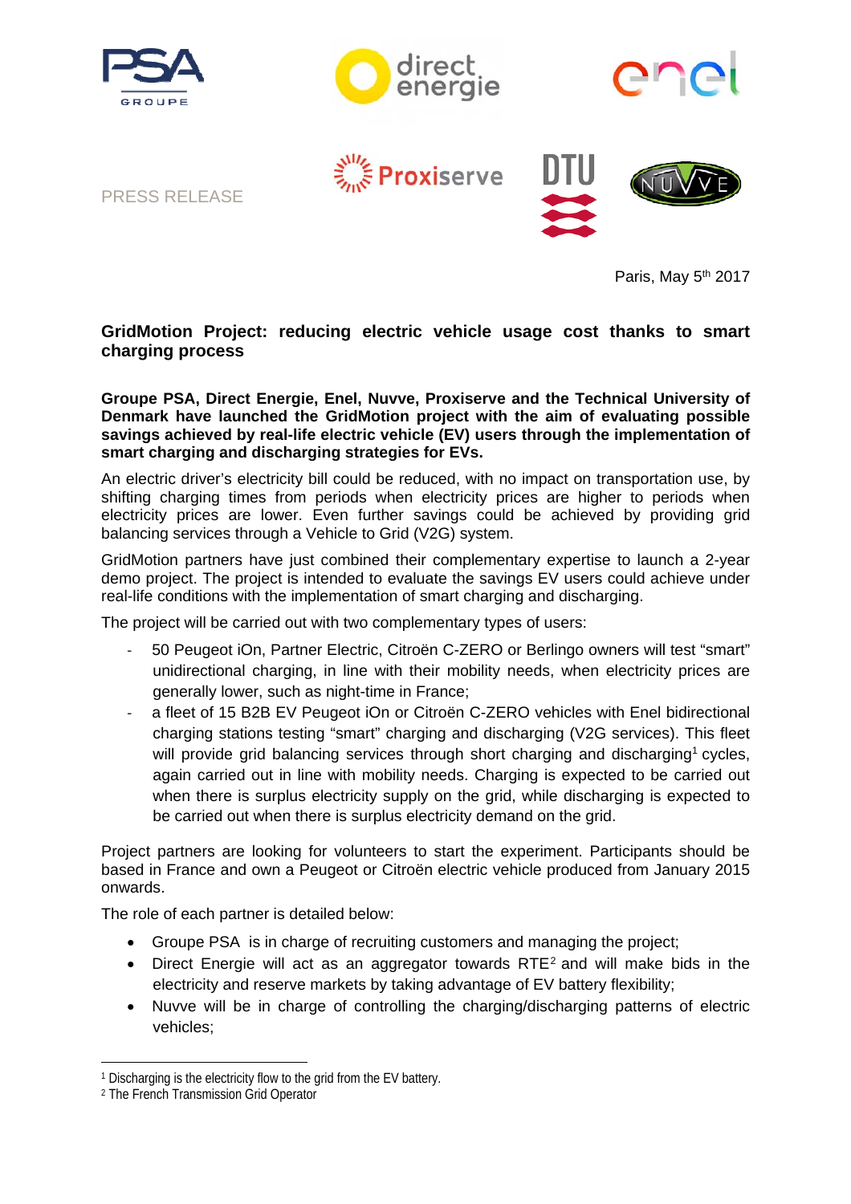PRESS RELEASE

Paris, May 5th 2017

# GridMotion Project: reducing electric vehicle usage cost thanks to smart charging process

**Groupe PSA, Direct Energie, Enel, Nuvve, Proxiserve and the Technical University of Denmark have launched the GridMotion project with the aim of evaluating possible savings achieved by real-life electric vehicle (EV) users through the implementation of smart charging and discharging strategies for EVs.**

An electric driver's electricity bill could be reduced, with no impact on transportation use, by shifting charging times from periods when electricity prices are higher to periods when electricity prices are lower. Even further savings could be achieved by providing grid balancing services through a Vehicle to Grid (V2G) system.

GridMotion partners have just combined their complementary expertise to launch a 2-year demo project. The project is intended to evaluate the savings EV users could achieve under real-life conditions with the implementation of smart charging and discharging.

The project will be carried out with two complementary types of users:

- 50 Peugeot iOn, Partner Electric, Citroën C-ZERO or Berlingo owners will test "smart" unidirectional charging, in line with their mobility needs, when electricity prices are generally lower, such as night-time in France;
- a fleet of 15 B2B EV Peugeot iOn or Citroën C-ZERO vehicles with Enel bidirectional charging stations testing "smart" charging and discharging (V2G services). This fleet will provide grid balancing services through short charging and discharging[1] cycles, again carried out in line with mobility needs. Charging is expected to be carried out when there is surplus electricity supply on the grid, while discharging is expected to be carried out when there is surplus electricity demand on the grid.

Project partners are looking for volunteers to start the experiment. Participants should be based in France and own a Peugeot or Citroën electric vehicle produced from January 2015 onwards.

The role of each partner is detailed below:

- Groupe PSA is in charge of recruiting customers and managing the project;
- Direct Energie will act as an aggregator towards RTE[2] and will make bids in the electricity and reserve markets by taking advantage of EV battery flexibility;
- Nuvve will be in charge of controlling the charging/discharging patterns of electric vehicles;

[1] Discharging is the electricity flow to the grid from the EV battery.
[2] The French Transmission Grid Operator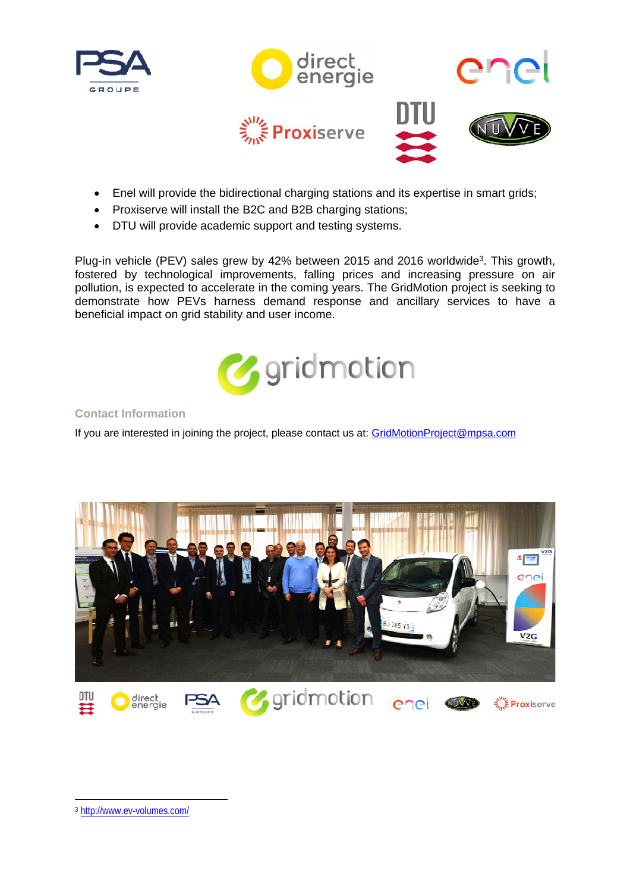- Enel will provide the bidirectional charging stations and its expertise in smart grids;
- Proxiserve will install the B2C and B2B charging stations;
- DTU will provide academic support and testing systems.

Plug-in vehicle (PEV) sales grew by 42% between 2015 and 2016 worldwide[3]. This growth, fostered by technological improvements, falling prices and increasing pressure on air pollution, is expected to accelerate in the coming years. The GridMotion project is seeking to demonstrate how PEVs harness demand response and ancillary services to have a beneficial impact on grid stability and user income.

### Contact Information

If you are interested in joining the project, please contact us at: GridMotionProject@mpsa.com

[3] http://www.ev-volumes.com/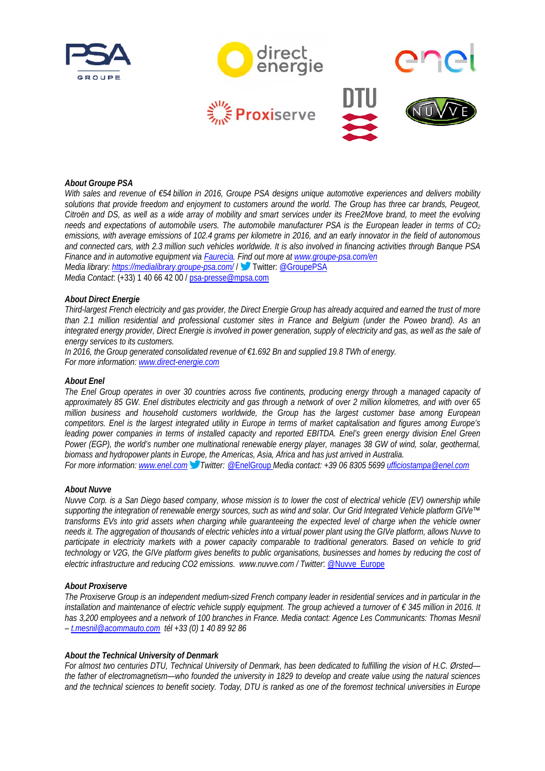### *About Groupe PSA*

*With sales and revenue of €54 billion in 2016, Groupe PSA designs unique automotive experiences and delivers mobility solutions that provide freedom and enjoyment to customers around the world. The Group has three car brands, Peugeot, Citroën and DS, as well as a wide array of mobility and smart services under its Free2Move brand, to meet the evolving needs and expectations of automobile users. The automobile manufacturer PSA is the European leader in terms of $CO_2$ emissions, with average emissions of 102.4 grams per kilometre in 2016, and an early innovator in the field of autonomous and connected cars, with 2.3 million such vehicles worldwide. It is also involved in financing activities through Banque PSA Finance and in automotive equipment via [Faurecia](). Find out more at [www.groupe-psa.com/en]()*
*Media library: [https://medialibrary.groupe-psa.com/]()* / Twitter: [@GroupePSA]()
*Media Contact*: (+33) 1 40 66 42 00 / [psa-presse@mpsa.com]()

### *About Direct Energie*

*Third-largest French electricity and gas provider, the Direct Energie Group has already acquired and earned the trust of more than 2.1 million residential and professional customer sites in France and Belgium (under the Poweo brand). As an integrated energy provider, Direct Energie is involved in power generation, supply of electricity and gas, as well as the sale of energy services to its customers.*
*In 2016, the Group generated consolidated revenue of €1.692 Bn and supplied 19.8 TWh of energy.*
*For more information: [www.direct-energie.com]()*

### *About Enel*

*The Enel Group operates in over 30 countries across five continents, producing energy through a managed capacity of approximately 85 GW. Enel distributes electricity and gas through a network of over 2 million kilometres, and with over 65 million business and household customers worldwide, the Group has the largest customer base among European competitors. Enel is the largest integrated utility in Europe in terms of market capitalisation and figures among Europe's leading power companies in terms of installed capacity and reported EBITDA. Enel's green energy division Enel Green Power (EGP), the world's number one multinational renewable energy player, manages 38 GW of wind, solar, geothermal, biomass and hydropower plants in Europe, the Americas, Asia, Africa and has just arrived in Australia.*
*For more information: [www.enel.com]() Twitter: [@EnelGroup]() Media contact: +39 06 8305 5699 [ufficiostampa@enel.com]()*

### *About Nuvve*

*Nuvve Corp. is a San Diego based company, whose mission is to lower the cost of electrical vehicle (EV) ownership while supporting the integration of renewable energy sources, such as wind and solar. Our Grid Integrated Vehicle platform GIVe™ transforms EVs into grid assets when charging while guaranteeing the expected level of charge when the vehicle owner needs it. The aggregation of thousands of electric vehicles into a virtual power plant using the GIVe platform, allows Nuvve to participate in electricity markets with a power capacity comparable to traditional generators. Based on vehicle to grid technology or V2G, the GIVe platform gives benefits to public organisations, businesses and homes by reducing the cost of electric infrastructure and reducing CO2 emissions. www.nuvve.com / Twitter*: [@Nuvve_Europe]()

### *About Proxiserve*

*The Proxiserve Group is an independent medium-sized French company leader in residential services and in particular in the installation and maintenance of electric vehicle supply equipment. The group achieved a turnover of € 345 million in 2016. It has 3,200 employees and a network of 100 branches in France. Media contact: Agence Les Communicants: Thomas Mesnil – [t.mesnil@acommauto.com]() tél +33 (0) 1 40 89 92 86*

### *About the Technical University of Denmark*

*For almost two centuries DTU, Technical University of Denmark, has been dedicated to fulfilling the vision of H.C. Ørsted—the father of electromagnetism—who founded the university in 1829 to develop and create value using the natural sciences and the technical sciences to benefit society. Today, DTU is ranked as one of the foremost technical universities in Europe*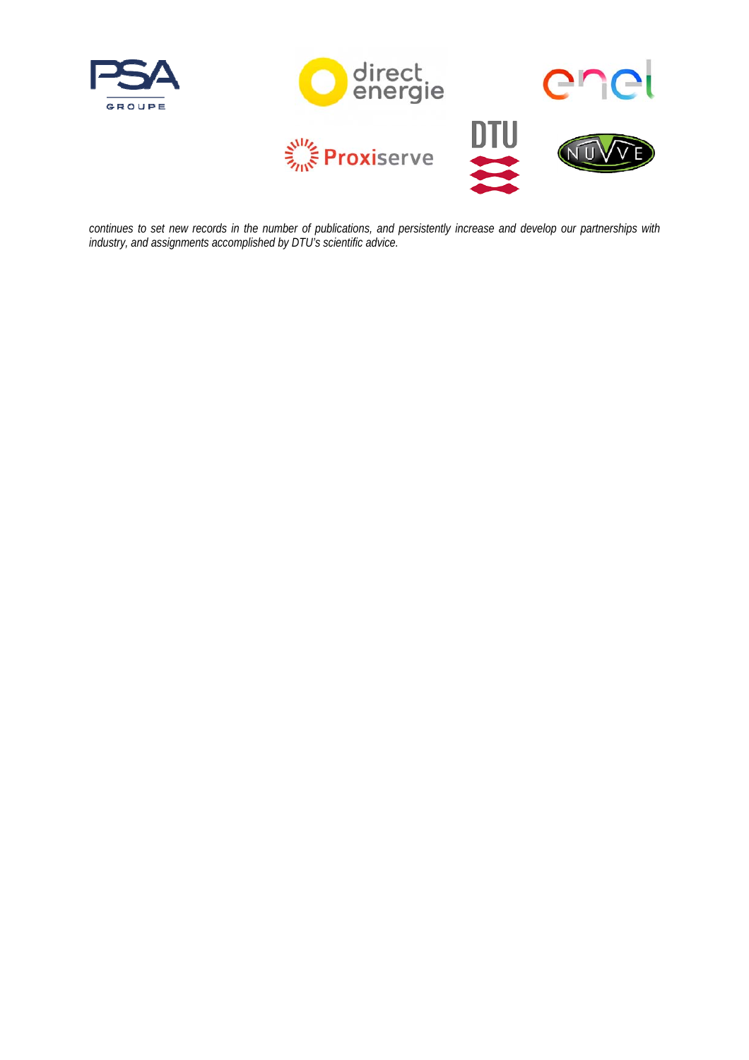*continues to set new records in the number of publications, and persistently increase and develop our partnerships with industry, and assignments accomplished by DTU's scientific advice.*